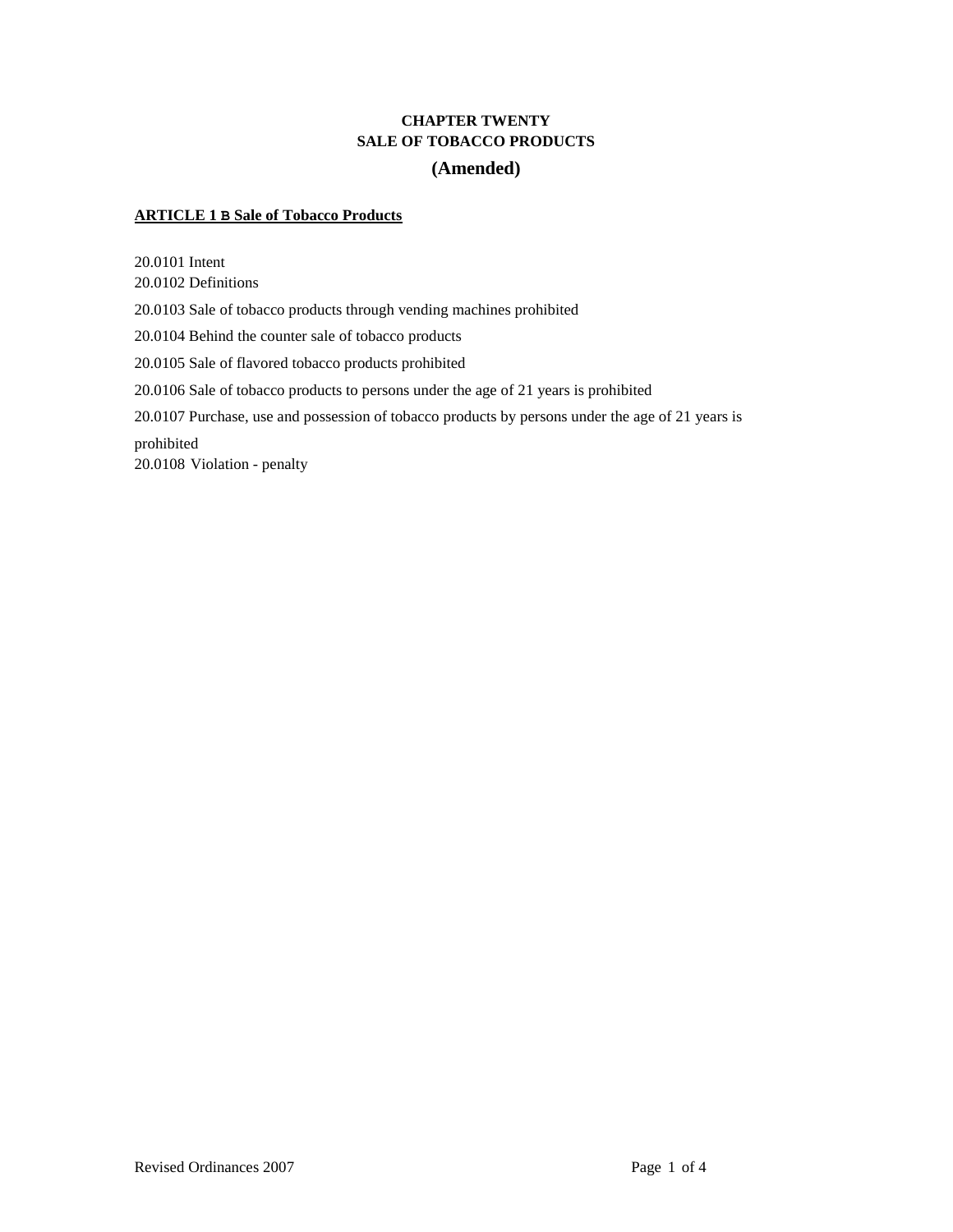# CHAPTER TWENTY
# SALE OF TOBACCO PRODUCTS
## (Amended)

**ARTICLE 1 B Sale of Tobacco Products**

20.0101 Intent
20.0102 Definitions

20.0103 Sale of tobacco products through vending machines prohibited

20.0104 Behind the counter sale of tobacco products

20.0105 Sale of flavored tobacco products prohibited

20.0106 Sale of tobacco products to persons under the age of 21 years is prohibited

20.0107 Purchase, use and possession of tobacco products by persons under the age of 21 years is prohibited
20.0108 Violation - penalty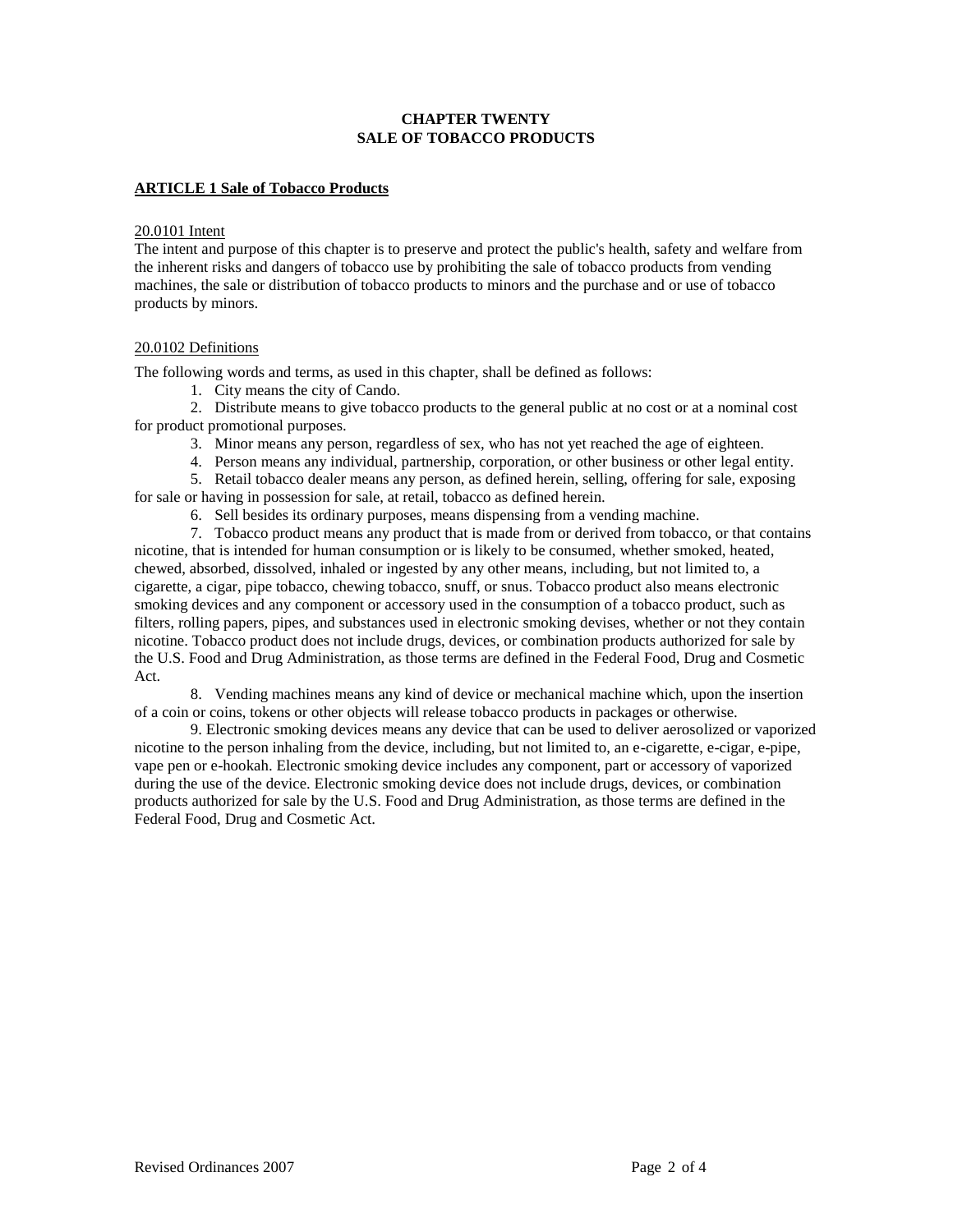# CHAPTER TWENTY
# SALE OF TOBACCO PRODUCTS

## ARTICLE 1 Sale of Tobacco Products

### 20.0101 Intent

The intent and purpose of this chapter is to preserve and protect the public's health, safety and welfare from the inherent risks and dangers of tobacco use by prohibiting the sale of tobacco products from vending machines, the sale or distribution of tobacco products to minors and the purchase and or use of tobacco products by minors.

### 20.0102 Definitions

The following words and terms, as used in this chapter, shall be defined as follows:

1. City means the city of Cando.
2. Distribute means to give tobacco products to the general public at no cost or at a nominal cost for product promotional purposes.
3. Minor means any person, regardless of sex, who has not yet reached the age of eighteen.
4. Person means any individual, partnership, corporation, or other business or other legal entity.
5. Retail tobacco dealer means any person, as defined herein, selling, offering for sale, exposing for sale or having in possession for sale, at retail, tobacco as defined herein.
6. Sell besides its ordinary purposes, means dispensing from a vending machine.
7. Tobacco product means any product that is made from or derived from tobacco, or that contains nicotine, that is intended for human consumption or is likely to be consumed, whether smoked, heated, chewed, absorbed, dissolved, inhaled or ingested by any other means, including, but not limited to, a cigarette, a cigar, pipe tobacco, chewing tobacco, snuff, or snus. Tobacco product also means electronic smoking devices and any component or accessory used in the consumption of a tobacco product, such as filters, rolling papers, pipes, and substances used in electronic smoking devises, whether or not they contain nicotine. Tobacco product does not include drugs, devices, or combination products authorized for sale by the U.S. Food and Drug Administration, as those terms are defined in the Federal Food, Drug and Cosmetic Act.
8. Vending machines means any kind of device or mechanical machine which, upon the insertion of a coin or coins, tokens or other objects will release tobacco products in packages or otherwise.
9. Electronic smoking devices means any device that can be used to deliver aerosolized or vaporized nicotine to the person inhaling from the device, including, but not limited to, an e-cigarette, e-cigar, e-pipe, vape pen or e-hookah. Electronic smoking device includes any component, part or accessory of vaporized during the use of the device. Electronic smoking device does not include drugs, devices, or combination products authorized for sale by the U.S. Food and Drug Administration, as those terms are defined in the Federal Food, Drug and Cosmetic Act.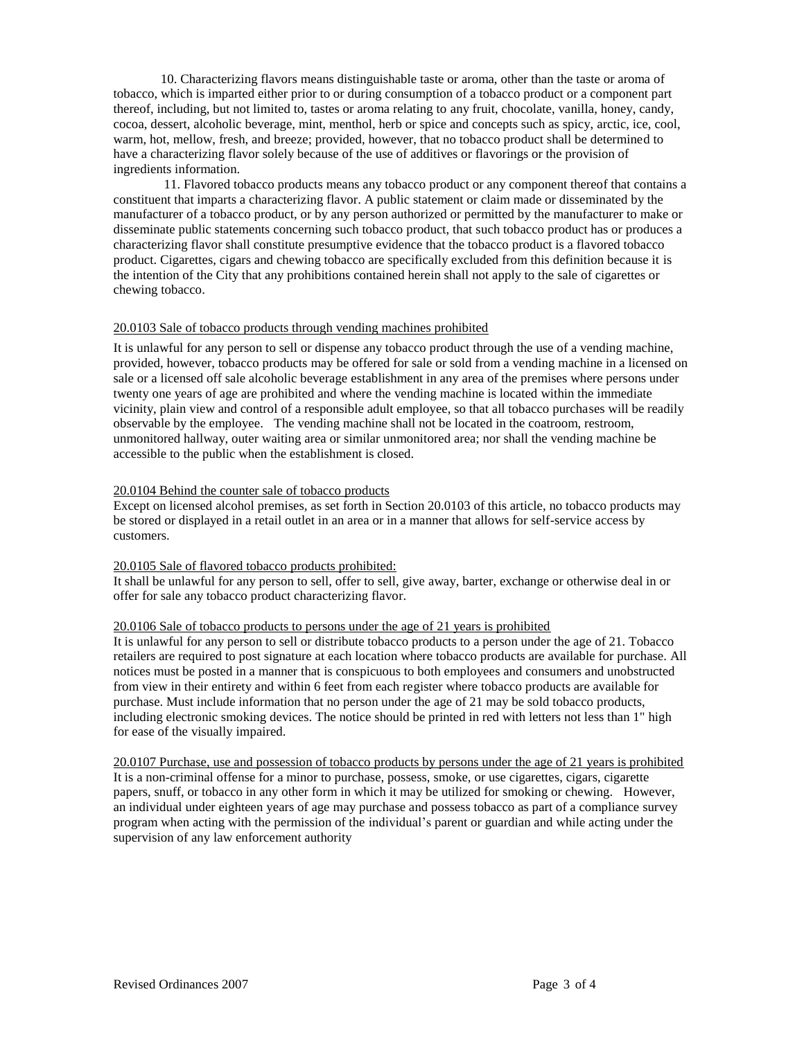10. Characterizing flavors means distinguishable taste or aroma, other than the taste or aroma of tobacco, which is imparted either prior to or during consumption of a tobacco product or a component part thereof, including, but not limited to, tastes or aroma relating to any fruit, chocolate, vanilla, honey, candy, cocoa, dessert, alcoholic beverage, mint, menthol, herb or spice and concepts such as spicy, arctic, ice, cool, warm, hot, mellow, fresh, and breeze; provided, however, that no tobacco product shall be determined to have a characterizing flavor solely because of the use of additives or flavorings or the provision of ingredients information.

11. Flavored tobacco products means any tobacco product or any component thereof that contains a constituent that imparts a characterizing flavor. A public statement or claim made or disseminated by the manufacturer of a tobacco product, or by any person authorized or permitted by the manufacturer to make or disseminate public statements concerning such tobacco product, that such tobacco product has or produces a characterizing flavor shall constitute presumptive evidence that the tobacco product is a flavored tobacco product. Cigarettes, cigars and chewing tobacco are specifically excluded from this definition because it is the intention of the City that any prohibitions contained herein shall not apply to the sale of cigarettes or chewing tobacco.

<u>20.0103 Sale of tobacco products through vending machines prohibited</u>

It is unlawful for any person to sell or dispense any tobacco product through the use of a vending machine, provided, however, tobacco products may be offered for sale or sold from a vending machine in a licensed on sale or a licensed off sale alcoholic beverage establishment in any area of the premises where persons under twenty one years of age are prohibited and where the vending machine is located within the immediate vicinity, plain view and control of a responsible adult employee, so that all tobacco purchases will be readily observable by the employee. The vending machine shall not be located in the coatroom, restroom, unmonitored hallway, outer waiting area or similar unmonitored area; nor shall the vending machine be accessible to the public when the establishment is closed.

<u>20.0104 Behind the counter sale of tobacco products</u>

Except on licensed alcohol premises, as set forth in Section 20.0103 of this article, no tobacco products may be stored or displayed in a retail outlet in an area or in a manner that allows for self-service access by customers.

<u>20.0105 Sale of flavored tobacco products prohibited:</u>

It shall be unlawful for any person to sell, offer to sell, give away, barter, exchange or otherwise deal in or offer for sale any tobacco product characterizing flavor.

<u>20.0106 Sale of tobacco products to persons under the age of 21 years is prohibited</u>

It is unlawful for any person to sell or distribute tobacco products to a person under the age of 21. Tobacco retailers are required to post signature at each location where tobacco products are available for purchase. All notices must be posted in a manner that is conspicuous to both employees and consumers and unobstructed from view in their entirety and within 6 feet from each register where tobacco products are available for purchase. Must include information that no person under the age of 21 may be sold tobacco products, including electronic smoking devices. The notice should be printed in red with letters not less than 1" high for ease of the visually impaired.

<u>20.0107 Purchase, use and possession of tobacco products by persons under the age of 21 years is prohibited</u>

It is a non-criminal offense for a minor to purchase, possess, smoke, or use cigarettes, cigars, cigarette papers, snuff, or tobacco in any other form in which it may be utilized for smoking or chewing. However, an individual under eighteen years of age may purchase and possess tobacco as part of a compliance survey program when acting with the permission of the individual's parent or guardian and while acting under the supervision of any law enforcement authority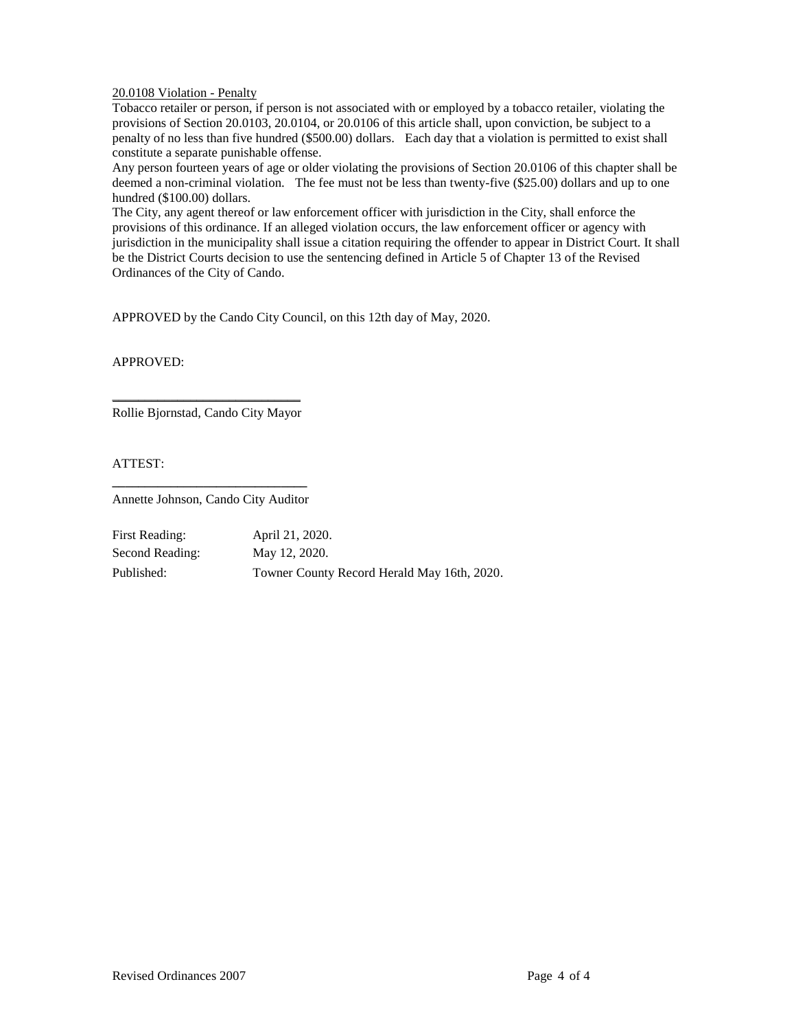20.0108 Violation - Penalty

Tobacco retailer or person, if person is not associated with or employed by a tobacco retailer, violating the provisions of Section 20.0103, 20.0104, or 20.0106 of this article shall, upon conviction, be subject to a penalty of no less than five hundred ($500.00) dollars. Each day that a violation is permitted to exist shall constitute a separate punishable offense.

Any person fourteen years of age or older violating the provisions of Section 20.0106 of this chapter shall be deemed a non-criminal violation. The fee must not be less than twenty-five ($25.00) dollars and up to one hundred ($100.00) dollars.

The City, any agent thereof or law enforcement officer with jurisdiction in the City, shall enforce the provisions of this ordinance. If an alleged violation occurs, the law enforcement officer or agency with jurisdiction in the municipality shall issue a citation requiring the offender to appear in District Court. It shall be the District Courts decision to use the sentencing defined in Article 5 of Chapter 13 of the Revised Ordinances of the City of Cando.

APPROVED by the Cando City Council, on this 12th day of May, 2020.

APPROVED:

______________________________

Rollie Bjornstad, Cando City Mayor

ATTEST:

______________________________

Annette Johnson, Cando City Auditor

| | |
|---|---|
| First Reading: | April 21, 2020. |
| Second Reading: | May 12, 2020. |
| Published: | Towner County Record Herald May 16th, 2020. |